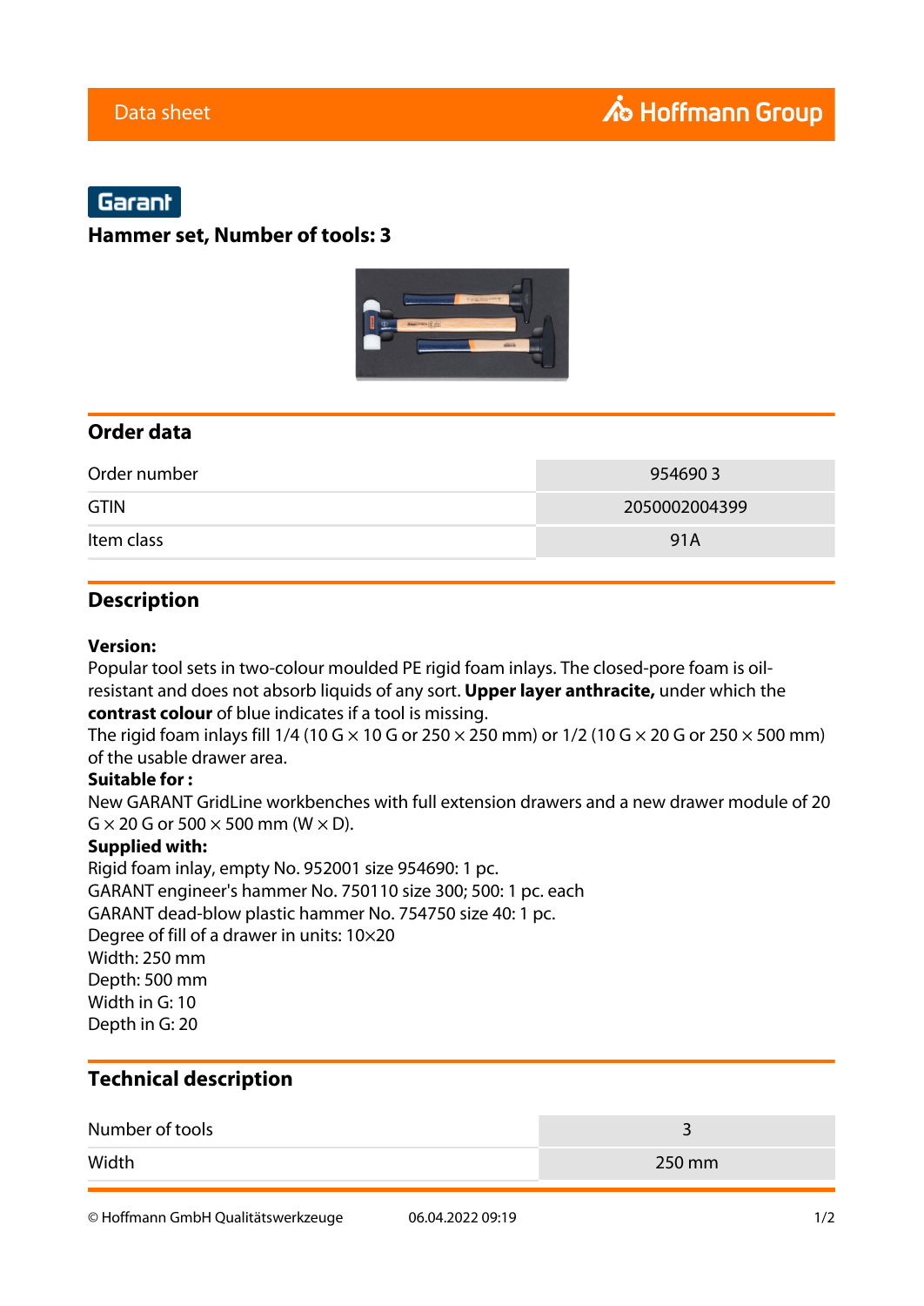Data sheet

Garant

# Hammer set, Number of tools: 3

## Order data

| | |
|---|---|
| Order number | 954690 3 |
| GTIN | 2050002004399 |
| Item class | 91A |

## Description

**Version:**
Popular tool sets in two-colour moulded PE rigid foam inlays. The closed-pore foam is oil-resistant and does not absorb liquids of any sort. **Upper layer anthracite,** under which the **contrast colour** of blue indicates if a tool is missing.
The rigid foam inlays fill 1/4 (10 G × 10 G or 250 × 250 mm) or 1/2 (10 G × 20 G or 250 × 500 mm) of the usable drawer area.
**Suitable for :**
New GARANT GridLine workbenches with full extension drawers and a new drawer module of 20 G × 20 G or 500 × 500 mm (W × D).
**Supplied with:**
Rigid foam inlay, empty No. 952001 size 954690: 1 pc.
GARANT engineer's hammer No. 750110 size 300; 500: 1 pc. each
GARANT dead-blow plastic hammer No. 754750 size 40: 1 pc.
Degree of fill of a drawer in units: 10×20
Width: 250 mm
Depth: 500 mm
Width in G: 10
Depth in G: 20

## Technical description

| | |
|---|---|
| Number of tools | 3 |
| Width | 250 mm |

© Hoffmann GmbH Qualitätswerkzeuge 06.04.2022 09:19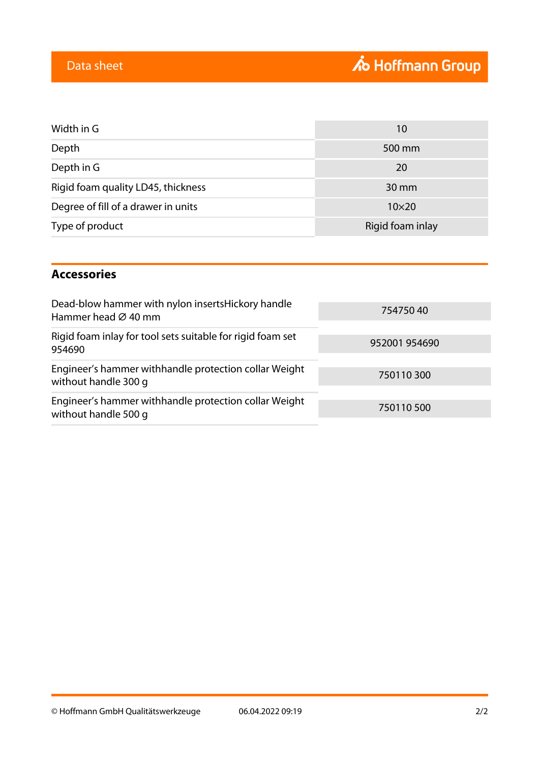| | |
|---|---|
| Width in G | 10 |
| Depth | 500 mm |
| Depth in G | 20 |
| Rigid foam quality LD45, thickness | 30 mm |
| Degree of fill of a drawer in units | 10×20 |
| Type of product | Rigid foam inlay |

## Accessories

| | |
|---|---|
| Dead-blow hammer with nylon insertsHickory handle Hammer head ∅ 40 mm | 754750 40 |
| Rigid foam inlay for tool sets suitable for rigid foam set 954690 | 952001 954690 |
| Engineer's hammer withhandle protection collar Weight without handle 300 g | 750110 300 |
| Engineer's hammer withhandle protection collar Weight without handle 500 g | 750110 500 |